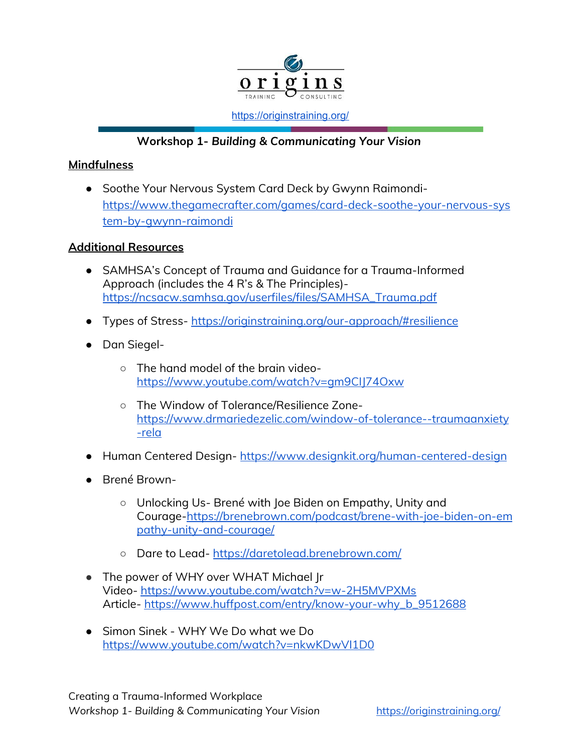origins

TRAINING CONSULTING

https://originstraining.org/

## Workshop 1- *Building & Communicating Your Vision*

### Mindfulness

- Soothe Your Nervous System Card Deck by Gwynn Raimondi- https://www.thegamecrafter.com/games/card-deck-soothe-your-nervous-system-by-gwynn-raimondi

### Additional Resources

- SAMHSA's Concept of Trauma and Guidance for a Trauma-Informed Approach (includes the 4 R's & The Principles)- https://ncsacw.samhsa.gov/userfiles/files/SAMHSA_Trauma.pdf
- Types of Stress- https://originstraining.org/our-approach/#resilience
- Dan Siegel-
  - The hand model of the brain video- https://www.youtube.com/watch?v=gm9CIJ74Oxw
  - The Window of Tolerance/Resilience Zone- https://www.drmariedezelic.com/window-of-tolerance--traumaanxiety-rela
- Human Centered Design- https://www.designkit.org/human-centered-design
- Brené Brown-
  - Unlocking Us- Brené with Joe Biden on Empathy, Unity and Courage-https://brenebrown.com/podcast/brene-with-joe-biden-on-empathy-unity-and-courage/
  - Dare to Lead- https://daretolead.brenebrown.com/
- The power of WHY over WHAT Michael Jr
  Video- https://www.youtube.com/watch?v=w-2H5MVPXMs
  Article- https://www.huffpost.com/entry/know-your-why_b_9512688
- Simon Sinek - WHY We Do what we Do
  https://www.youtube.com/watch?v=nkwKDwVI1D0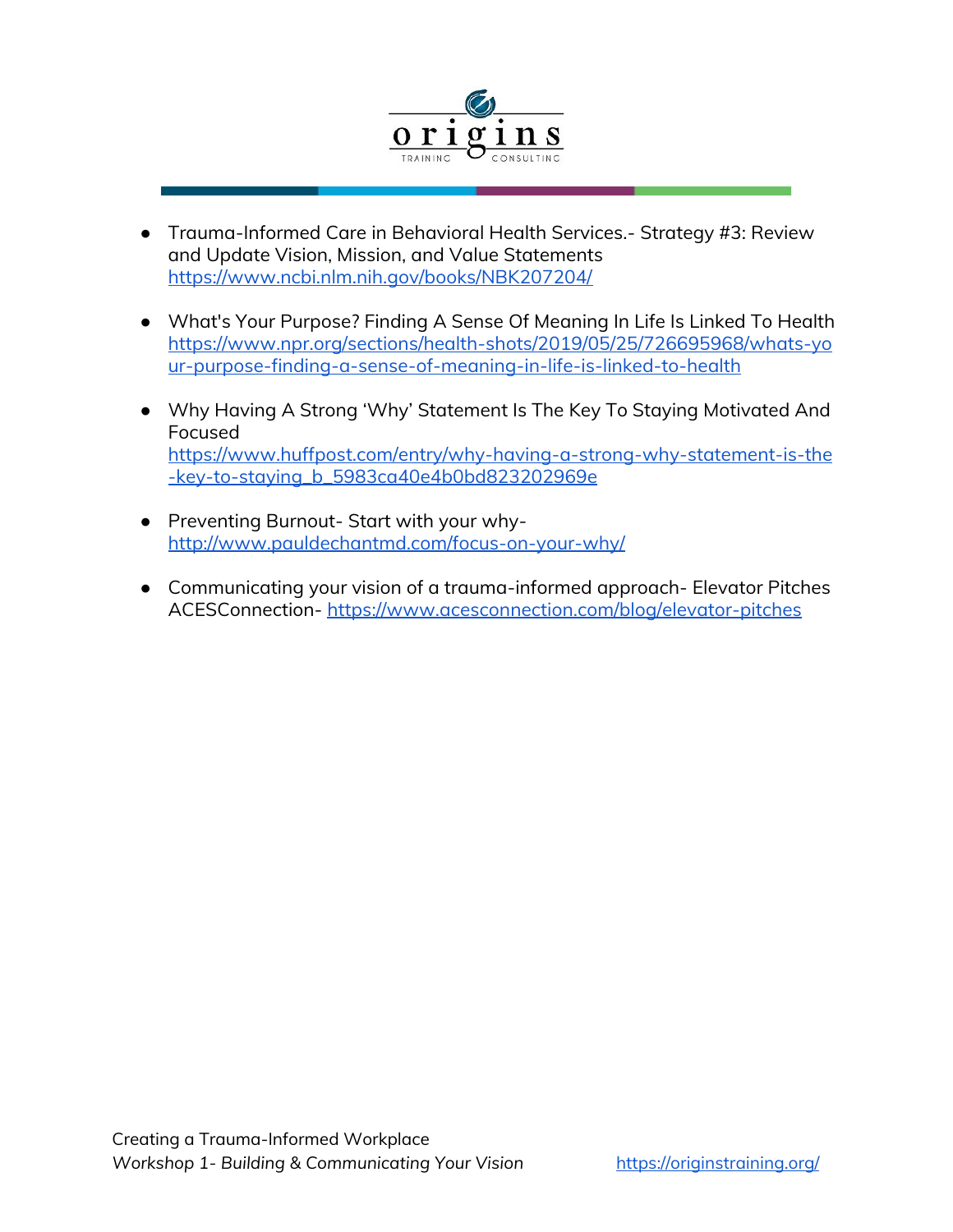- Trauma-Informed Care in Behavioral Health Services.- Strategy #3: Review and Update Vision, Mission, and Value Statements https://www.ncbi.nlm.nih.gov/books/NBK207204/

- What's Your Purpose? Finding A Sense Of Meaning In Life Is Linked To Health https://www.npr.org/sections/health-shots/2019/05/25/726695968/whats-your-purpose-finding-a-sense-of-meaning-in-life-is-linked-to-health

- Why Having A Strong 'Why' Statement Is The Key To Staying Motivated And Focused https://www.huffpost.com/entry/why-having-a-strong-why-statement-is-the-key-to-staying_b_5983ca40e4b0bd823202969e

- Preventing Burnout- Start with your why- http://www.pauldechantmd.com/focus-on-your-why/

- Communicating your vision of a trauma-informed approach- Elevator Pitches ACESConnection- https://www.acesconnection.com/blog/elevator-pitches